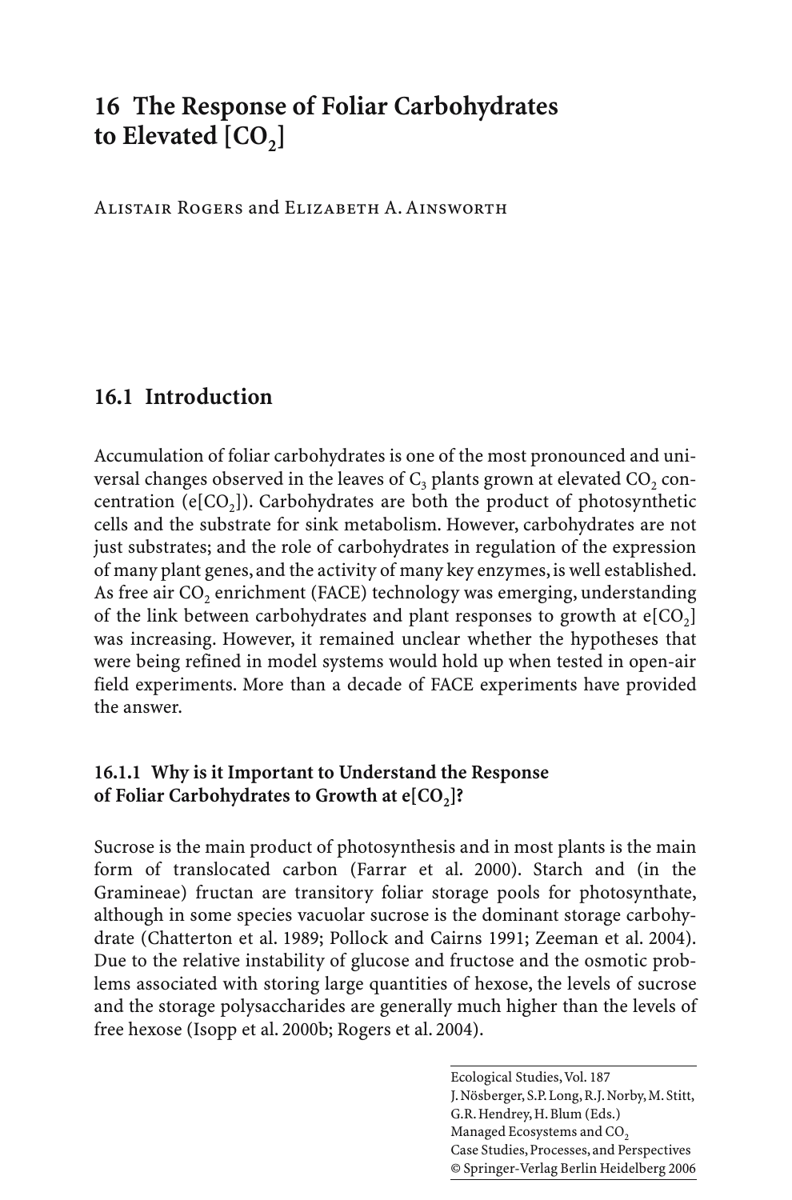# 16 The Response of Foliar Carbohydrates to Elevated [$CO_2$]

Alistair Rogers and Elizabeth A. Ainsworth

## 16.1 Introduction

Accumulation of foliar carbohydrates is one of the most pronounced and universal changes observed in the leaves of $C_3$ plants grown at elevated $CO_2$ concentration (e[$CO_2$]). Carbohydrates are both the product of photosynthetic cells and the substrate for sink metabolism. However, carbohydrates are not just substrates; and the role of carbohydrates in regulation of the expression of many plant genes, and the activity of many key enzymes, is well established. As free air $CO_2$ enrichment (FACE) technology was emerging, understanding of the link between carbohydrates and plant responses to growth at e[$CO_2$] was increasing. However, it remained unclear whether the hypotheses that were being refined in model systems would hold up when tested in open-air field experiments. More than a decade of FACE experiments have provided the answer.

### 16.1.1 Why is it Important to Understand the Response of Foliar Carbohydrates to Growth at e[$CO_2$]?

Sucrose is the main product of photosynthesis and in most plants is the main form of translocated carbon (Farrar et al. 2000). Starch and (in the Gramineae) fructan are transitory foliar storage pools for photosynthate, although in some species vacuolar sucrose is the dominant storage carbohydrate (Chatterton et al. 1989; Pollock and Cairns 1991; Zeeman et al. 2004). Due to the relative instability of glucose and fructose and the osmotic problems associated with storing large quantities of hexose, the levels of sucrose and the storage polysaccharides are generally much higher than the levels of free hexose (Isopp et al. 2000b; Rogers et al. 2004).

Ecological Studies, Vol. 187
J. Nösberger, S.P. Long, R.J. Norby, M. Stitt, G.R. Hendrey, H. Blum (Eds.)
Managed Ecosystems and $CO_2$
Case Studies, Processes, and Perspectives
© Springer-Verlag Berlin Heidelberg 2006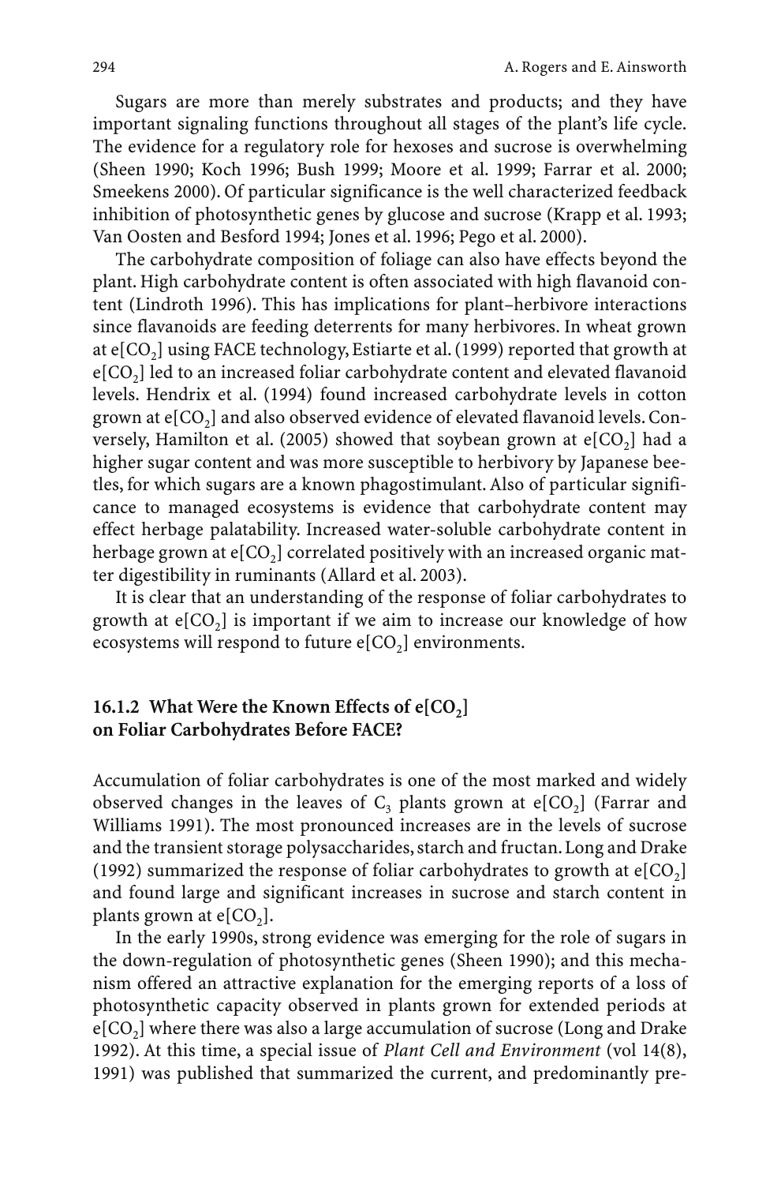Sugars are more than merely substrates and products; and they have important signaling functions throughout all stages of the plant's life cycle. The evidence for a regulatory role for hexoses and sucrose is overwhelming (Sheen 1990; Koch 1996; Bush 1999; Moore et al. 1999; Farrar et al. 2000; Smeekens 2000). Of particular significance is the well characterized feedback inhibition of photosynthetic genes by glucose and sucrose (Krapp et al. 1993; Van Oosten and Besford 1994; Jones et al. 1996; Pego et al. 2000).

The carbohydrate composition of foliage can also have effects beyond the plant. High carbohydrate content is often associated with high flavanoid content (Lindroth 1996). This has implications for plant–herbivore interactions since flavanoids are feeding deterrents for many herbivores. In wheat grown at e[$CO_2$] using FACE technology, Estiarte et al. (1999) reported that growth at e[$CO_2$] led to an increased foliar carbohydrate content and elevated flavanoid levels. Hendrix et al. (1994) found increased carbohydrate levels in cotton grown at e[$CO_2$] and also observed evidence of elevated flavanoid levels. Conversely, Hamilton et al. (2005) showed that soybean grown at e[$CO_2$] had a higher sugar content and was more susceptible to herbivory by Japanese beetles, for which sugars are a known phagostimulant. Also of particular significance to managed ecosystems is evidence that carbohydrate content may effect herbage palatability. Increased water-soluble carbohydrate content in herbage grown at e[$CO_2$] correlated positively with an increased organic matter digestibility in ruminants (Allard et al. 2003).

It is clear that an understanding of the response of foliar carbohydrates to growth at e[$CO_2$] is important if we aim to increase our knowledge of how ecosystems will respond to future e[$CO_2$] environments.

### 16.1.2 What Were the Known Effects of e[$CO_2$] on Foliar Carbohydrates Before FACE?

Accumulation of foliar carbohydrates is one of the most marked and widely observed changes in the leaves of $C_3$ plants grown at e[$CO_2$] (Farrar and Williams 1991). The most pronounced increases are in the levels of sucrose and the transient storage polysaccharides, starch and fructan. Long and Drake (1992) summarized the response of foliar carbohydrates to growth at e[$CO_2$] and found large and significant increases in sucrose and starch content in plants grown at e[$CO_2$].

In the early 1990s, strong evidence was emerging for the role of sugars in the down-regulation of photosynthetic genes (Sheen 1990); and this mechanism offered an attractive explanation for the emerging reports of a loss of photosynthetic capacity observed in plants grown for extended periods at e[$CO_2$] where there was also a large accumulation of sucrose (Long and Drake 1992). At this time, a special issue of *Plant Cell and Environment* (vol 14(8), 1991) was published that summarized the current, and predominantly pre-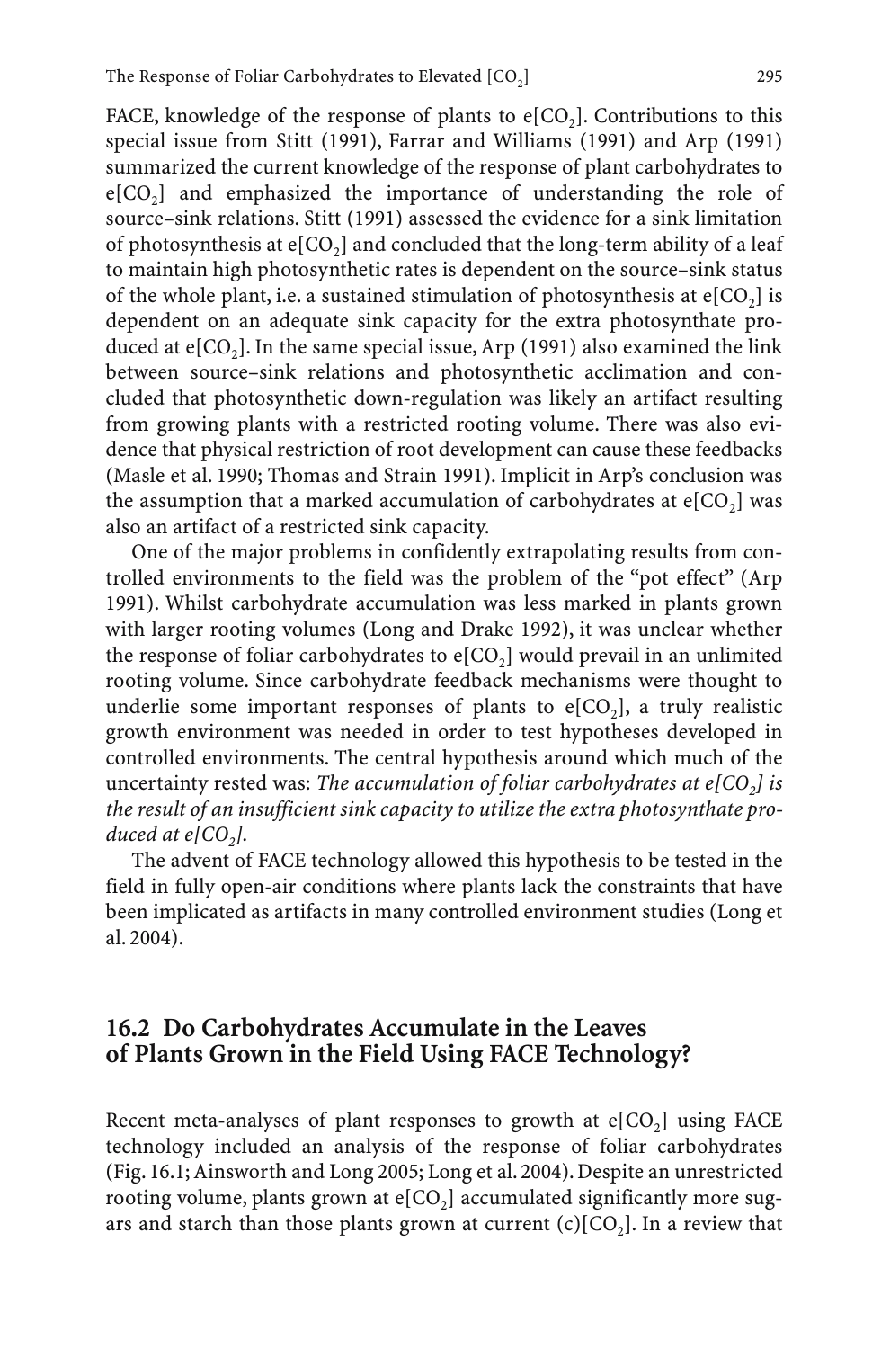FACE, knowledge of the response of plants to e[$CO_2$]. Contributions to this special issue from Stitt (1991), Farrar and Williams (1991) and Arp (1991) summarized the current knowledge of the response of plant carbohydrates to e[$CO_2$] and emphasized the importance of understanding the role of source–sink relations. Stitt (1991) assessed the evidence for a sink limitation of photosynthesis at e[$CO_2$] and concluded that the long-term ability of a leaf to maintain high photosynthetic rates is dependent on the source–sink status of the whole plant, i.e. a sustained stimulation of photosynthesis at e[$CO_2$] is dependent on an adequate sink capacity for the extra photosynthate produced at e[$CO_2$]. In the same special issue, Arp (1991) also examined the link between source–sink relations and photosynthetic acclimation and concluded that photosynthetic down-regulation was likely an artifact resulting from growing plants with a restricted rooting volume. There was also evidence that physical restriction of root development can cause these feedbacks (Masle et al. 1990; Thomas and Strain 1991). Implicit in Arp's conclusion was the assumption that a marked accumulation of carbohydrates at e[$CO_2$] was also an artifact of a restricted sink capacity.

One of the major problems in confidently extrapolating results from controlled environments to the field was the problem of the "pot effect" (Arp 1991). Whilst carbohydrate accumulation was less marked in plants grown with larger rooting volumes (Long and Drake 1992), it was unclear whether the response of foliar carbohydrates to e[$CO_2$] would prevail in an unlimited rooting volume. Since carbohydrate feedback mechanisms were thought to underlie some important responses of plants to e[$CO_2$], a truly realistic growth environment was needed in order to test hypotheses developed in controlled environments. The central hypothesis around which much of the uncertainty rested was: *The accumulation of foliar carbohydrates at e[$CO_2$] is the result of an insufficient sink capacity to utilize the extra photosynthate produced at e[$CO_2$].*

The advent of FACE technology allowed this hypothesis to be tested in the field in fully open-air conditions where plants lack the constraints that have been implicated as artifacts in many controlled environment studies (Long et al. 2004).

## 16.2 Do Carbohydrates Accumulate in the Leaves of Plants Grown in the Field Using FACE Technology?

Recent meta-analyses of plant responses to growth at e[$CO_2$] using FACE technology included an analysis of the response of foliar carbohydrates (Fig. 16.1; Ainsworth and Long 2005; Long et al. 2004). Despite an unrestricted rooting volume, plants grown at e[$CO_2$] accumulated significantly more sugars and starch than those plants grown at current (c)[$CO_2$]. In a review that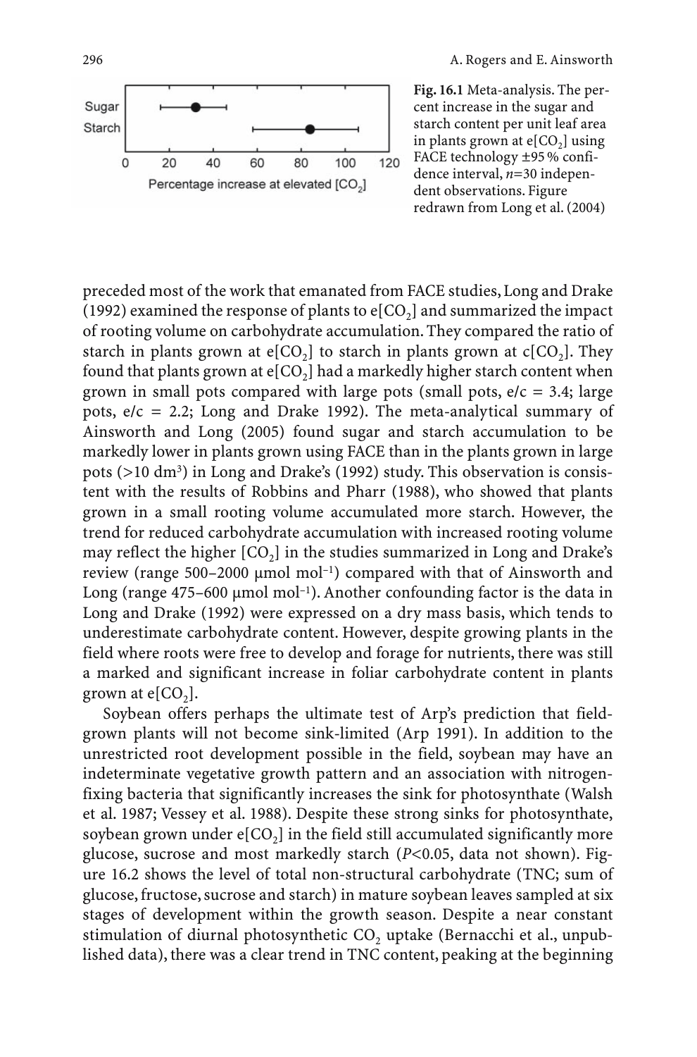Fig. 16.1 Meta-analysis. The percent increase in the sugar and starch content per unit leaf area in plants grown at e[$CO_2$] using FACE technology ±95 % confidence interval, $n$=30 independent observations. Figure redrawn from Long et al. (2004)

preceded most of the work that emanated from FACE studies, Long and Drake (1992) examined the response of plants to e[$CO_2$] and summarized the impact of rooting volume on carbohydrate accumulation. They compared the ratio of starch in plants grown at e[$CO_2$] to starch in plants grown at c[$CO_2$]. They found that plants grown at e[$CO_2$] had a markedly higher starch content when grown in small pots compared with large pots (small pots, e/c = 3.4; large pots, e/c = 2.2; Long and Drake 1992). The meta-analytical summary of Ainsworth and Long (2005) found sugar and starch accumulation to be markedly lower in plants grown using FACE than in the plants grown in large pots (>10 $dm^3$) in Long and Drake's (1992) study. This observation is consistent with the results of Robbins and Pharr (1988), who showed that plants grown in a small rooting volume accumulated more starch. However, the trend for reduced carbohydrate accumulation with increased rooting volume may reflect the higher [$CO_2$] in the studies summarized in Long and Drake's review (range 500–2000 μmol $mol^{-1}$) compared with that of Ainsworth and Long (range 475–600 μmol $mol^{-1}$). Another confounding factor is the data in Long and Drake (1992) were expressed on a dry mass basis, which tends to underestimate carbohydrate content. However, despite growing plants in the field where roots were free to develop and forage for nutrients, there was still a marked and significant increase in foliar carbohydrate content in plants grown at e[$CO_2$].

Soybean offers perhaps the ultimate test of Arp's prediction that field-grown plants will not become sink-limited (Arp 1991). In addition to the unrestricted root development possible in the field, soybean may have an indeterminate vegetative growth pattern and an association with nitrogen-fixing bacteria that significantly increases the sink for photosynthate (Walsh et al. 1987; Vessey et al. 1988). Despite these strong sinks for photosynthate, soybean grown under e[$CO_2$] in the field still accumulated significantly more glucose, sucrose and most markedly starch ($P$<0.05, data not shown). Figure 16.2 shows the level of total non-structural carbohydrate (TNC; sum of glucose, fructose, sucrose and starch) in mature soybean leaves sampled at six stages of development within the growth season. Despite a near constant stimulation of diurnal photosynthetic $CO_2$ uptake (Bernacchi et al., unpublished data), there was a clear trend in TNC content, peaking at the beginning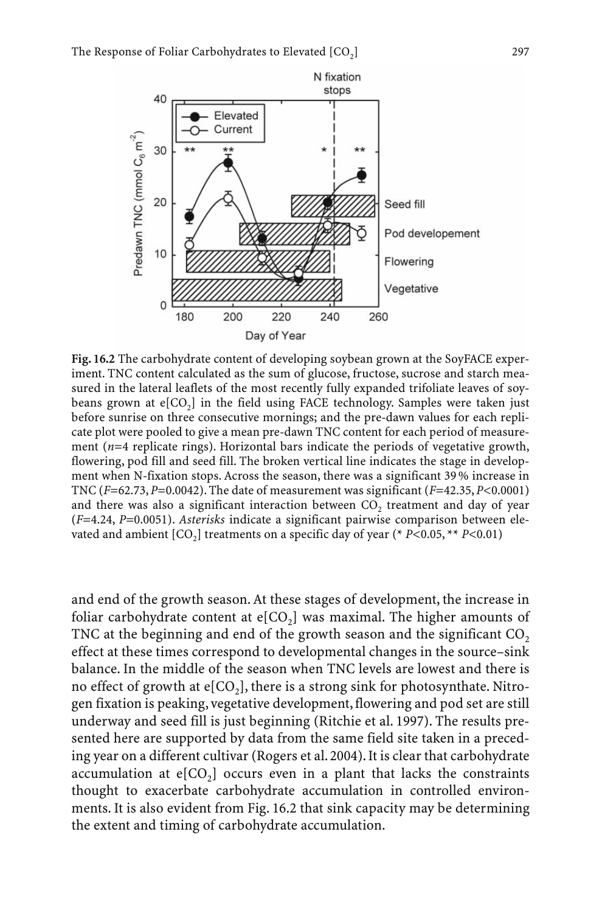Fig. 16.2 The carbohydrate content of developing soybean grown at the SoyFACE experiment. TNC content calculated as the sum of glucose, fructose, sucrose and starch measured in the lateral leaflets of the most recently fully expanded trifoliate leaves of soybeans grown at e[$CO_2$] in the field using FACE technology. Samples were taken just before sunrise on three consecutive mornings; and the pre-dawn values for each replicate plot were pooled to give a mean pre-dawn TNC content for each period of measurement ($n$=4 replicate rings). Horizontal bars indicate the periods of vegetative growth, flowering, pod fill and seed fill. The broken vertical line indicates the stage in development when N-fixation stops. Across the season, there was a significant 39% increase in TNC ($F$=62.73, $P$=0.0042). The date of measurement was significant ($F$=42.35, $P$<0.0001) and there was also a significant interaction between $CO_2$ treatment and day of year ($F$=4.24, $P$=0.0051). *Asterisks* indicate a significant pairwise comparison between elevated and ambient [$CO_2$] treatments on a specific day of year (* $P$<0.05, ** $P$<0.01)

and end of the growth season. At these stages of development, the increase in foliar carbohydrate content at e[$CO_2$] was maximal. The higher amounts of TNC at the beginning and end of the growth season and the significant $CO_2$ effect at these times correspond to developmental changes in the source–sink balance. In the middle of the season when TNC levels are lowest and there is no effect of growth at e[$CO_2$], there is a strong sink for photosynthate. Nitrogen fixation is peaking, vegetative development, flowering and pod set are still underway and seed fill is just beginning (Ritchie et al. 1997). The results presented here are supported by data from the same field site taken in a preceding year on a different cultivar (Rogers et al. 2004). It is clear that carbohydrate accumulation at e[$CO_2$] occurs even in a plant that lacks the constraints thought to exacerbate carbohydrate accumulation in controlled environments. It is also evident from Fig. 16.2 that sink capacity may be determining the extent and timing of carbohydrate accumulation.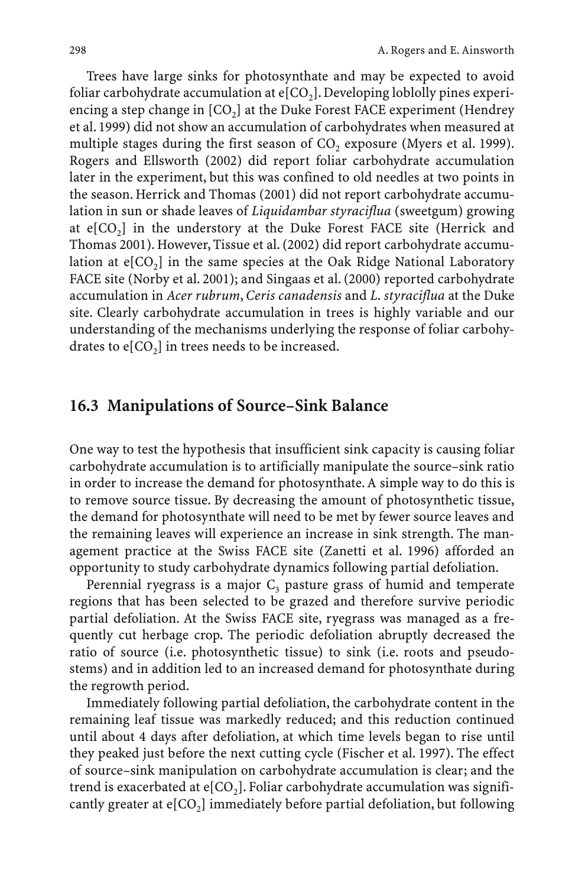Trees have large sinks for photosynthate and may be expected to avoid foliar carbohydrate accumulation at e[$CO_2$]. Developing loblolly pines experiencing a step change in [$CO_2$] at the Duke Forest FACE experiment (Hendrey et al. 1999) did not show an accumulation of carbohydrates when measured at multiple stages during the first season of $CO_2$ exposure (Myers et al. 1999). Rogers and Ellsworth (2002) did report foliar carbohydrate accumulation later in the experiment, but this was confined to old needles at two points in the season. Herrick and Thomas (2001) did not report carbohydrate accumulation in sun or shade leaves of *Liquidambar styraciflua* (sweetgum) growing at e[$CO_2$] in the understory at the Duke Forest FACE site (Herrick and Thomas 2001). However, Tissue et al. (2002) did report carbohydrate accumulation at e[$CO_2$] in the same species at the Oak Ridge National Laboratory FACE site (Norby et al. 2001); and Singaas et al. (2000) reported carbohydrate accumulation in *Acer rubrum*, *Ceris canadensis* and *L. styraciflua* at the Duke site. Clearly carbohydrate accumulation in trees is highly variable and our understanding of the mechanisms underlying the response of foliar carbohydrates to e[$CO_2$] in trees needs to be increased.

## 16.3 Manipulations of Source–Sink Balance

One way to test the hypothesis that insufficient sink capacity is causing foliar carbohydrate accumulation is to artificially manipulate the source–sink ratio in order to increase the demand for photosynthate. A simple way to do this is to remove source tissue. By decreasing the amount of photosynthetic tissue, the demand for photosynthate will need to be met by fewer source leaves and the remaining leaves will experience an increase in sink strength. The management practice at the Swiss FACE site (Zanetti et al. 1996) afforded an opportunity to study carbohydrate dynamics following partial defoliation.

Perennial ryegrass is a major $C_3$ pasture grass of humid and temperate regions that has been selected to be grazed and therefore survive periodic partial defoliation. At the Swiss FACE site, ryegrass was managed as a frequently cut herbage crop. The periodic defoliation abruptly decreased the ratio of source (i.e. photosynthetic tissue) to sink (i.e. roots and pseudostems) and in addition led to an increased demand for photosynthate during the regrowth period.

Immediately following partial defoliation, the carbohydrate content in the remaining leaf tissue was markedly reduced; and this reduction continued until about 4 days after defoliation, at which time levels began to rise until they peaked just before the next cutting cycle (Fischer et al. 1997). The effect of source–sink manipulation on carbohydrate accumulation is clear; and the trend is exacerbated at e[$CO_2$]. Foliar carbohydrate accumulation was significantly greater at e[$CO_2$] immediately before partial defoliation, but following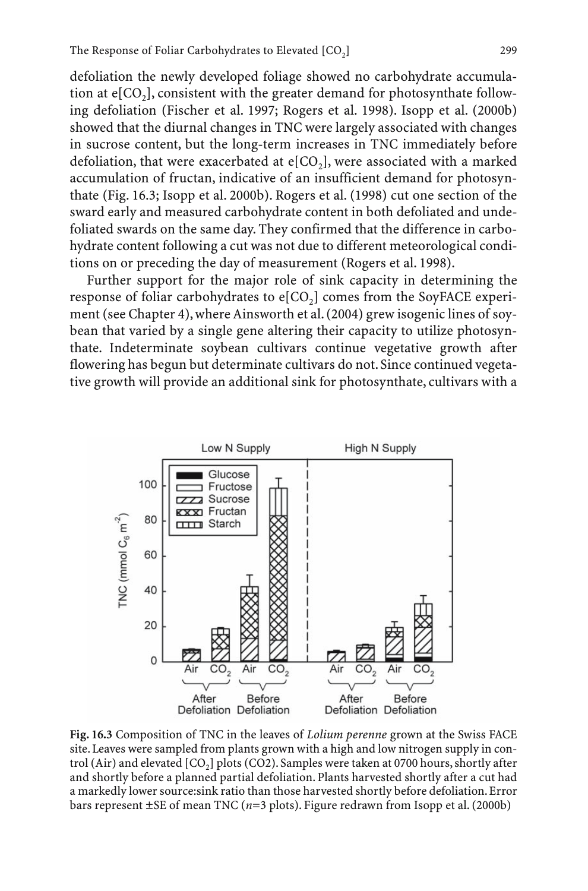defoliation the newly developed foliage showed no carbohydrate accumulation at e[$CO_2$], consistent with the greater demand for photosynthate following defoliation (Fischer et al. 1997; Rogers et al. 1998). Isopp et al. (2000b) showed that the diurnal changes in TNC were largely associated with changes in sucrose content, but the long-term increases in TNC immediately before defoliation, that were exacerbated at e[$CO_2$], were associated with a marked accumulation of fructan, indicative of an insufficient demand for photosynthate (Fig. 16.3; Isopp et al. 2000b). Rogers et al. (1998) cut one section of the sward early and measured carbohydrate content in both defoliated and undefoliated swards on the same day. They confirmed that the difference in carbohydrate content following a cut was not due to different meteorological conditions on or preceding the day of measurement (Rogers et al. 1998).

Further support for the major role of sink capacity in determining the response of foliar carbohydrates to e[$CO_2$] comes from the SoyFACE experiment (see Chapter 4), where Ainsworth et al. (2004) grew isogenic lines of soybean that varied by a single gene altering their capacity to utilize photosynthate. Indeterminate soybean cultivars continue vegetative growth after flowering has begun but determinate cultivars do not. Since continued vegetative growth will provide an additional sink for photosynthate, cultivars with a

**Fig. 16.3** Composition of TNC in the leaves of *Lolium perenne* grown at the Swiss FACE site. Leaves were sampled from plants grown with a high and low nitrogen supply in control (Air) and elevated [$CO_2$] plots (CO2). Samples were taken at 0700 hours, shortly after and shortly before a planned partial defoliation. Plants harvested shortly after a cut had a markedly lower source:sink ratio than those harvested shortly before defoliation. Error bars represent ±SE of mean TNC ($n$=3 plots). Figure redrawn from Isopp et al. (2000b)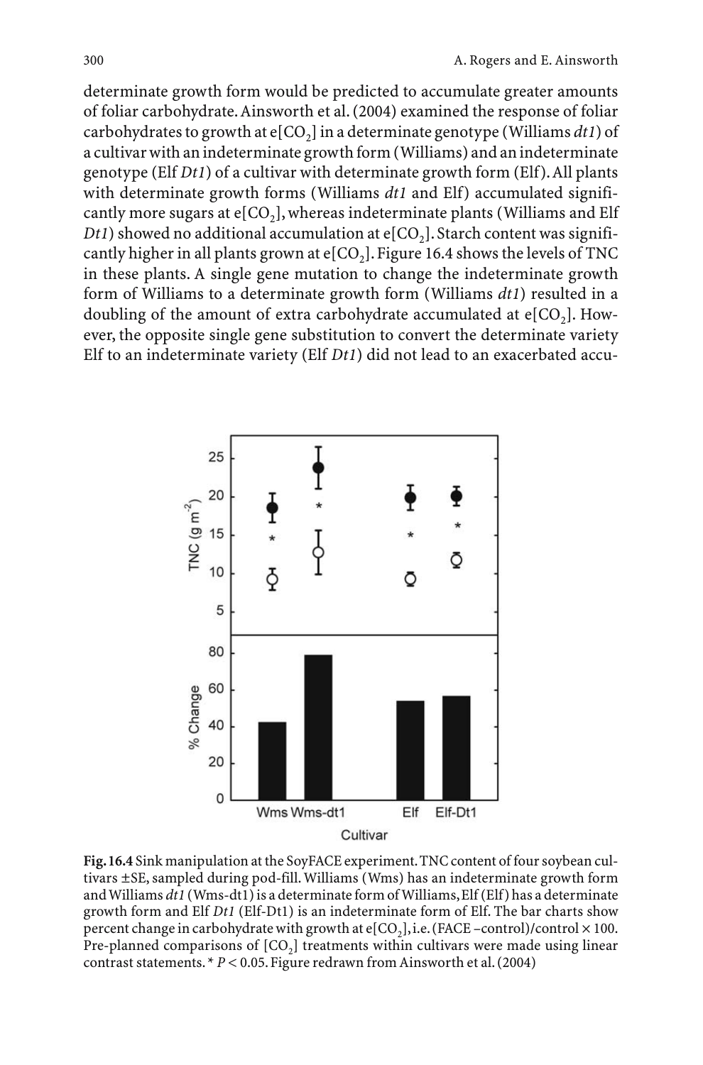determinate growth form would be predicted to accumulate greater amounts of foliar carbohydrate. Ainsworth et al. (2004) examined the response of foliar carbohydrates to growth at e[$CO_2$] in a determinate genotype (Williams *dt1*) of a cultivar with an indeterminate growth form (Williams) and an indeterminate genotype (Elf *Dt1*) of a cultivar with determinate growth form (Elf). All plants with determinate growth forms (Williams *dt1* and Elf) accumulated significantly more sugars at e[$CO_2$], whereas indeterminate plants (Williams and Elf *Dt1*) showed no additional accumulation at e[$CO_2$]. Starch content was significantly higher in all plants grown at e[$CO_2$]. Figure 16.4 shows the levels of TNC in these plants. A single gene mutation to change the indeterminate growth form of Williams to a determinate growth form (Williams *dt1*) resulted in a doubling of the amount of extra carbohydrate accumulated at e[$CO_2$]. However, the opposite single gene substitution to convert the determinate variety Elf to an indeterminate variety (Elf *Dt1*) did not lead to an exacerbated accu-

**Fig. 16.4** Sink manipulation at the SoyFACE experiment. TNC content of four soybean cultivars ±SE, sampled during pod-fill. Williams (Wms) has an indeterminate growth form and Williams *dt1* (Wms-dt1) is a determinate form of Williams, Elf (Elf) has a determinate growth form and Elf *Dt1* (Elf-Dt1) is an indeterminate form of Elf. The bar charts show percent change in carbohydrate with growth at e[$CO_2$], i.e. (FACE – control)/control × 100. Pre-planned comparisons of [$CO_2$] treatments within cultivars were made using linear contrast statements. * $P < 0.05$. Figure redrawn from Ainsworth et al. (2004)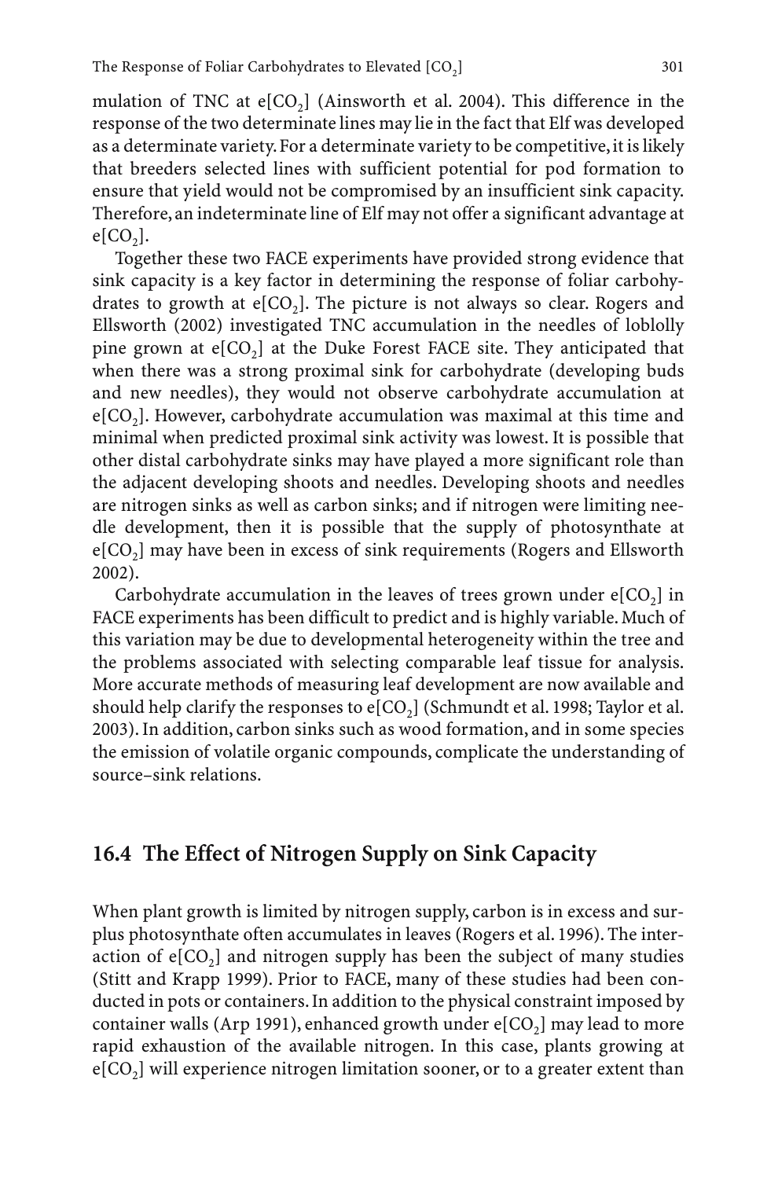mulation of TNC at e[$CO_2$] (Ainsworth et al. 2004). This difference in the response of the two determinate lines may lie in the fact that Elf was developed as a determinate variety. For a determinate variety to be competitive, it is likely that breeders selected lines with sufficient potential for pod formation to ensure that yield would not be compromised by an insufficient sink capacity. Therefore, an indeterminate line of Elf may not offer a significant advantage at e[$CO_2$].

Together these two FACE experiments have provided strong evidence that sink capacity is a key factor in determining the response of foliar carbohydrates to growth at e[$CO_2$]. The picture is not always so clear. Rogers and Ellsworth (2002) investigated TNC accumulation in the needles of loblolly pine grown at e[$CO_2$] at the Duke Forest FACE site. They anticipated that when there was a strong proximal sink for carbohydrate (developing buds and new needles), they would not observe carbohydrate accumulation at e[$CO_2$]. However, carbohydrate accumulation was maximal at this time and minimal when predicted proximal sink activity was lowest. It is possible that other distal carbohydrate sinks may have played a more significant role than the adjacent developing shoots and needles. Developing shoots and needles are nitrogen sinks as well as carbon sinks; and if nitrogen were limiting needle development, then it is possible that the supply of photosynthate at e[$CO_2$] may have been in excess of sink requirements (Rogers and Ellsworth 2002).

Carbohydrate accumulation in the leaves of trees grown under e[$CO_2$] in FACE experiments has been difficult to predict and is highly variable. Much of this variation may be due to developmental heterogeneity within the tree and the problems associated with selecting comparable leaf tissue for analysis. More accurate methods of measuring leaf development are now available and should help clarify the responses to e[$CO_2$] (Schmundt et al. 1998; Taylor et al. 2003). In addition, carbon sinks such as wood formation, and in some species the emission of volatile organic compounds, complicate the understanding of source–sink relations.

## 16.4 The Effect of Nitrogen Supply on Sink Capacity

When plant growth is limited by nitrogen supply, carbon is in excess and surplus photosynthate often accumulates in leaves (Rogers et al. 1996). The interaction of e[$CO_2$] and nitrogen supply has been the subject of many studies (Stitt and Krapp 1999). Prior to FACE, many of these studies had been conducted in pots or containers. In addition to the physical constraint imposed by container walls (Arp 1991), enhanced growth under e[$CO_2$] may lead to more rapid exhaustion of the available nitrogen. In this case, plants growing at e[$CO_2$] will experience nitrogen limitation sooner, or to a greater extent than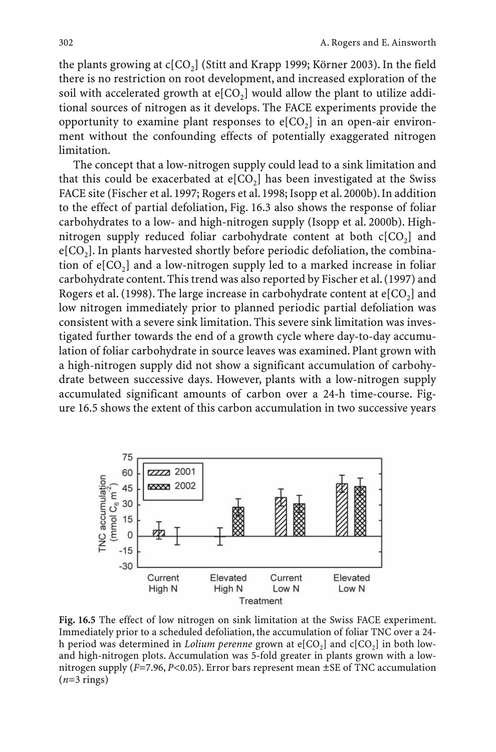the plants growing at c[$CO_2$] (Stitt and Krapp 1999; Körner 2003). In the field there is no restriction on root development, and increased exploration of the soil with accelerated growth at e[$CO_2$] would allow the plant to utilize additional sources of nitrogen as it develops. The FACE experiments provide the opportunity to examine plant responses to e[$CO_2$] in an open-air environment without the confounding effects of potentially exaggerated nitrogen limitation.

The concept that a low-nitrogen supply could lead to a sink limitation and that this could be exacerbated at e[$CO_2$] has been investigated at the Swiss FACE site (Fischer et al. 1997; Rogers et al. 1998; Isopp et al. 2000b). In addition to the effect of partial defoliation, Fig. 16.3 also shows the response of foliar carbohydrates to a low- and high-nitrogen supply (Isopp et al. 2000b). High-nitrogen supply reduced foliar carbohydrate content at both c[$CO_2$] and e[$CO_2$]. In plants harvested shortly before periodic defoliation, the combination of e[$CO_2$] and a low-nitrogen supply led to a marked increase in foliar carbohydrate content. This trend was also reported by Fischer et al. (1997) and Rogers et al. (1998). The large increase in carbohydrate content at e[$CO_2$] and low nitrogen immediately prior to planned periodic partial defoliation was consistent with a severe sink limitation. This severe sink limitation was investigated further towards the end of a growth cycle where day-to-day accumulation of foliar carbohydrate in source leaves was examined. Plant grown with a high-nitrogen supply did not show a significant accumulation of carbohydrate between successive days. However, plants with a low-nitrogen supply accumulated significant amounts of carbon over a 24-h time-course. Figure 16.5 shows the extent of this carbon accumulation in two successive years

**Fig. 16.5** The effect of low nitrogen on sink limitation at the Swiss FACE experiment. Immediately prior to a scheduled defoliation, the accumulation of foliar TNC over a 24-h period was determined in *Lolium perenne* grown at e[$CO_2$] and c[$CO_2$] in both low- and high-nitrogen plots. Accumulation was 5-fold greater in plants grown with a low-nitrogen supply ($F$=7.96, $P$<0.05). Error bars represent mean ±SE of TNC accumulation ($n$=3 rings)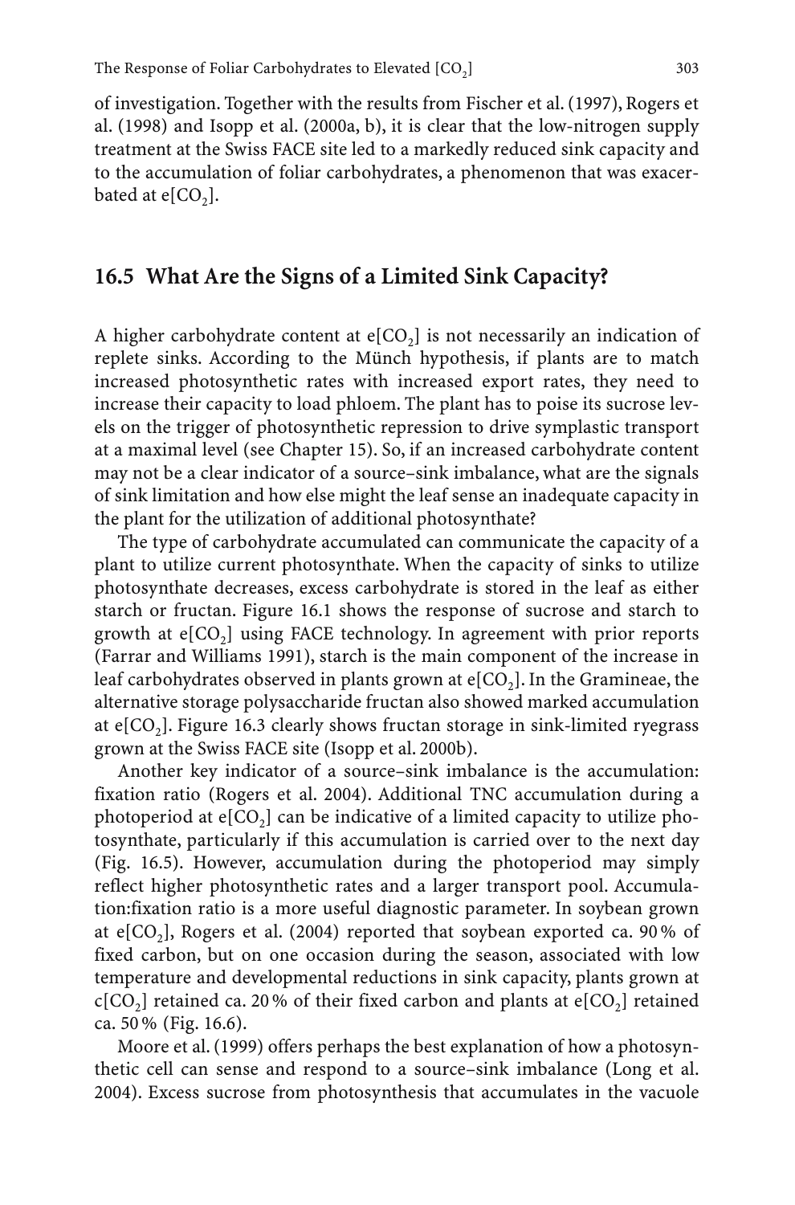of investigation. Together with the results from Fischer et al. (1997), Rogers et al. (1998) and Isopp et al. (2000a, b), it is clear that the low-nitrogen supply treatment at the Swiss FACE site led to a markedly reduced sink capacity and to the accumulation of foliar carbohydrates, a phenomenon that was exacerbated at e[$CO_2$].

## 16.5 What Are the Signs of a Limited Sink Capacity?

A higher carbohydrate content at e[$CO_2$] is not necessarily an indication of replete sinks. According to the Münch hypothesis, if plants are to match increased photosynthetic rates with increased export rates, they need to increase their capacity to load phloem. The plant has to poise its sucrose levels on the trigger of photosynthetic repression to drive symplastic transport at a maximal level (see Chapter 15). So, if an increased carbohydrate content may not be a clear indicator of a source–sink imbalance, what are the signals of sink limitation and how else might the leaf sense an inadequate capacity in the plant for the utilization of additional photosynthate?

The type of carbohydrate accumulated can communicate the capacity of a plant to utilize current photosynthate. When the capacity of sinks to utilize photosynthate decreases, excess carbohydrate is stored in the leaf as either starch or fructan. Figure 16.1 shows the response of sucrose and starch to growth at e[$CO_2$] using FACE technology. In agreement with prior reports (Farrar and Williams 1991), starch is the main component of the increase in leaf carbohydrates observed in plants grown at e[$CO_2$]. In the Gramineae, the alternative storage polysaccharide fructan also showed marked accumulation at e[$CO_2$]. Figure 16.3 clearly shows fructan storage in sink-limited ryegrass grown at the Swiss FACE site (Isopp et al. 2000b).

Another key indicator of a source–sink imbalance is the accumulation: fixation ratio (Rogers et al. 2004). Additional TNC accumulation during a photoperiod at e[$CO_2$] can be indicative of a limited capacity to utilize photosynthate, particularly if this accumulation is carried over to the next day (Fig. 16.5). However, accumulation during the photoperiod may simply reflect higher photosynthetic rates and a larger transport pool. Accumulation:fixation ratio is a more useful diagnostic parameter. In soybean grown at e[$CO_2$], Rogers et al. (2004) reported that soybean exported ca. 90% of fixed carbon, but on one occasion during the season, associated with low temperature and developmental reductions in sink capacity, plants grown at c[$CO_2$] retained ca. 20% of their fixed carbon and plants at e[$CO_2$] retained ca. 50% (Fig. 16.6).

Moore et al. (1999) offers perhaps the best explanation of how a photosynthetic cell can sense and respond to a source–sink imbalance (Long et al. 2004). Excess sucrose from photosynthesis that accumulates in the vacuole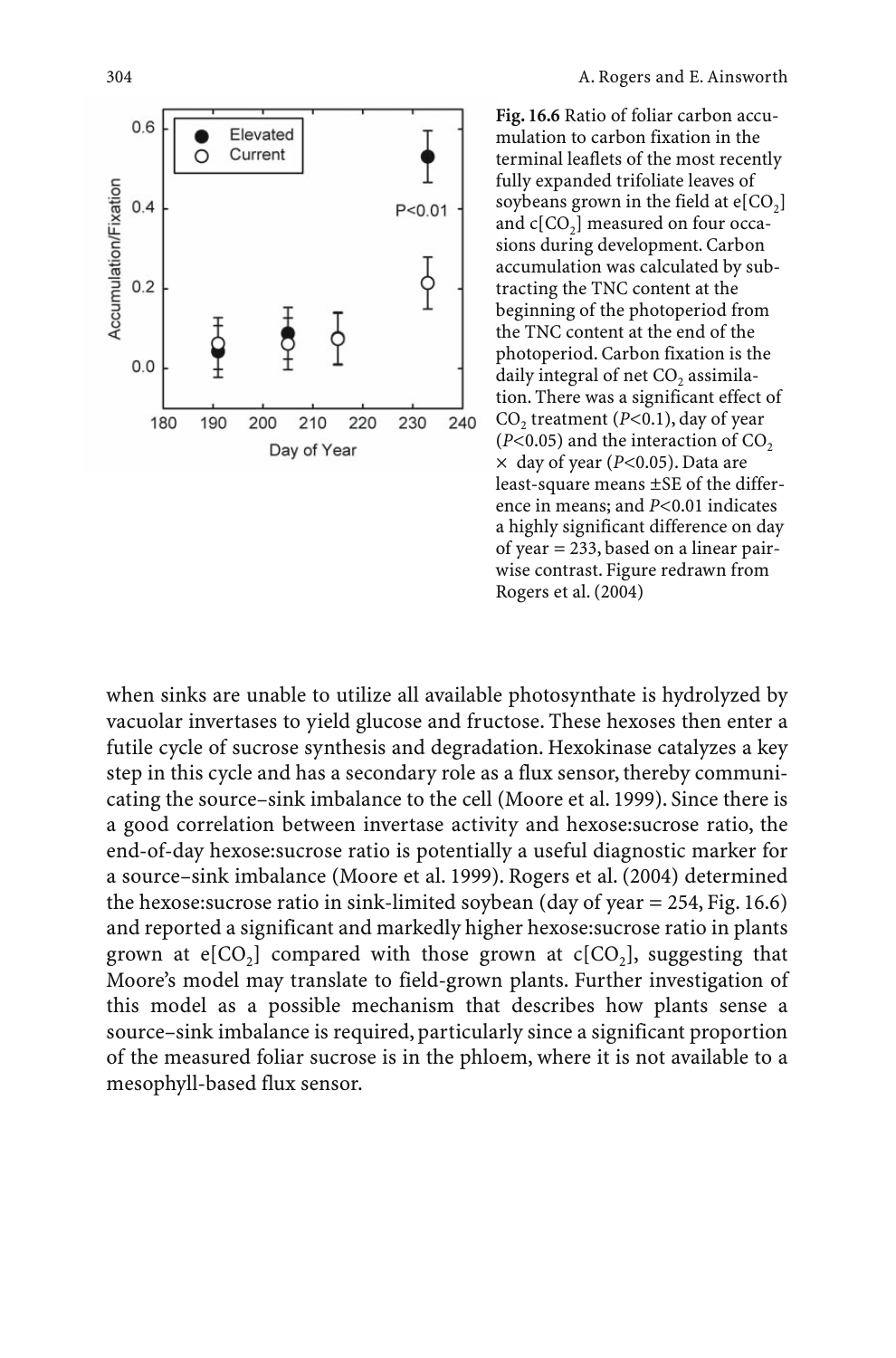**Fig. 16.6** Ratio of foliar carbon accumulation to carbon fixation in the terminal leaflets of the most recently fully expanded trifoliate leaves of soybeans grown in the field at e[$CO_2$] and c[$CO_2$] measured on four occasions during development. Carbon accumulation was calculated by subtracting the TNC content at the beginning of the photoperiod from the TNC content at the end of the photoperiod. Carbon fixation is the daily integral of net $CO_2$ assimilation. There was a significant effect of $CO_2$ treatment ($P<0.1$), day of year ($P<0.05$) and the interaction of $CO_2$ × day of year ($P<0.05$). Data are least-square means ±SE of the difference in means; and $P<0.01$ indicates a highly significant difference on day of year = 233, based on a linear pairwise contrast. Figure redrawn from Rogers et al. (2004)

when sinks are unable to utilize all available photosynthate is hydrolyzed by vacuolar invertases to yield glucose and fructose. These hexoses then enter a futile cycle of sucrose synthesis and degradation. Hexokinase catalyzes a key step in this cycle and has a secondary role as a flux sensor, thereby communicating the source–sink imbalance to the cell (Moore et al. 1999). Since there is a good correlation between invertase activity and hexose:sucrose ratio, the end-of-day hexose:sucrose ratio is potentially a useful diagnostic marker for a source–sink imbalance (Moore et al. 1999). Rogers et al. (2004) determined the hexose:sucrose ratio in sink-limited soybean (day of year = 254, Fig. 16.6) and reported a significant and markedly higher hexose:sucrose ratio in plants grown at e[$CO_2$] compared with those grown at c[$CO_2$], suggesting that Moore's model may translate to field-grown plants. Further investigation of this model as a possible mechanism that describes how plants sense a source–sink imbalance is required, particularly since a significant proportion of the measured foliar sucrose is in the phloem, where it is not available to a mesophyll-based flux sensor.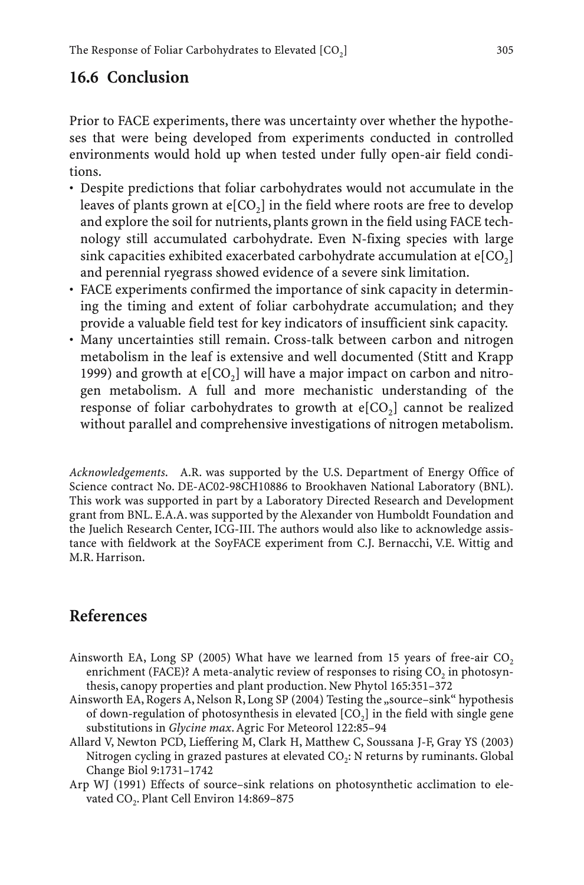## 16.6 Conclusion

Prior to FACE experiments, there was uncertainty over whether the hypotheses that were being developed from experiments conducted in controlled environments would hold up when tested under fully open-air field conditions.

- Despite predictions that foliar carbohydrates would not accumulate in the leaves of plants grown at e[$CO_2$] in the field where roots are free to develop and explore the soil for nutrients, plants grown in the field using FACE technology still accumulated carbohydrate. Even N-fixing species with large sink capacities exhibited exacerbated carbohydrate accumulation at e[$CO_2$] and perennial ryegrass showed evidence of a severe sink limitation.
- FACE experiments confirmed the importance of sink capacity in determining the timing and extent of foliar carbohydrate accumulation; and they provide a valuable field test for key indicators of insufficient sink capacity.
- Many uncertainties still remain. Cross-talk between carbon and nitrogen metabolism in the leaf is extensive and well documented (Stitt and Krapp 1999) and growth at e[$CO_2$] will have a major impact on carbon and nitrogen metabolism. A full and more mechanistic understanding of the response of foliar carbohydrates to growth at e[$CO_2$] cannot be realized without parallel and comprehensive investigations of nitrogen metabolism.

*Acknowledgements.* A.R. was supported by the U.S. Department of Energy Office of Science contract No. DE-AC02-98CH10886 to Brookhaven National Laboratory (BNL). This work was supported in part by a Laboratory Directed Research and Development grant from BNL. E.A.A. was supported by the Alexander von Humboldt Foundation and the Juelich Research Center, ICG-III. The authors would also like to acknowledge assistance with fieldwork at the SoyFACE experiment from C.J. Bernacchi, V.E. Wittig and M.R. Harrison.

## References

Ainsworth EA, Long SP (2005) What have we learned from 15 years of free-air $CO_2$ enrichment (FACE)? A meta-analytic review of responses to rising $CO_2$ in photosynthesis, canopy properties and plant production. New Phytol 165:351–372

Ainsworth EA, Rogers A, Nelson R, Long SP (2004) Testing the „source–sink" hypothesis of down-regulation of photosynthesis in elevated [$CO_2$] in the field with single gene substitutions in *Glycine max*. Agric For Meteorol 122:85–94

Allard V, Newton PCD, Lieffering M, Clark H, Matthew C, Soussana J-F, Gray YS (2003) Nitrogen cycling in grazed pastures at elevated $CO_2$: N returns by ruminants. Global Change Biol 9:1731–1742

Arp WJ (1991) Effects of source–sink relations on photosynthetic acclimation to elevated $CO_2$. Plant Cell Environ 14:869–875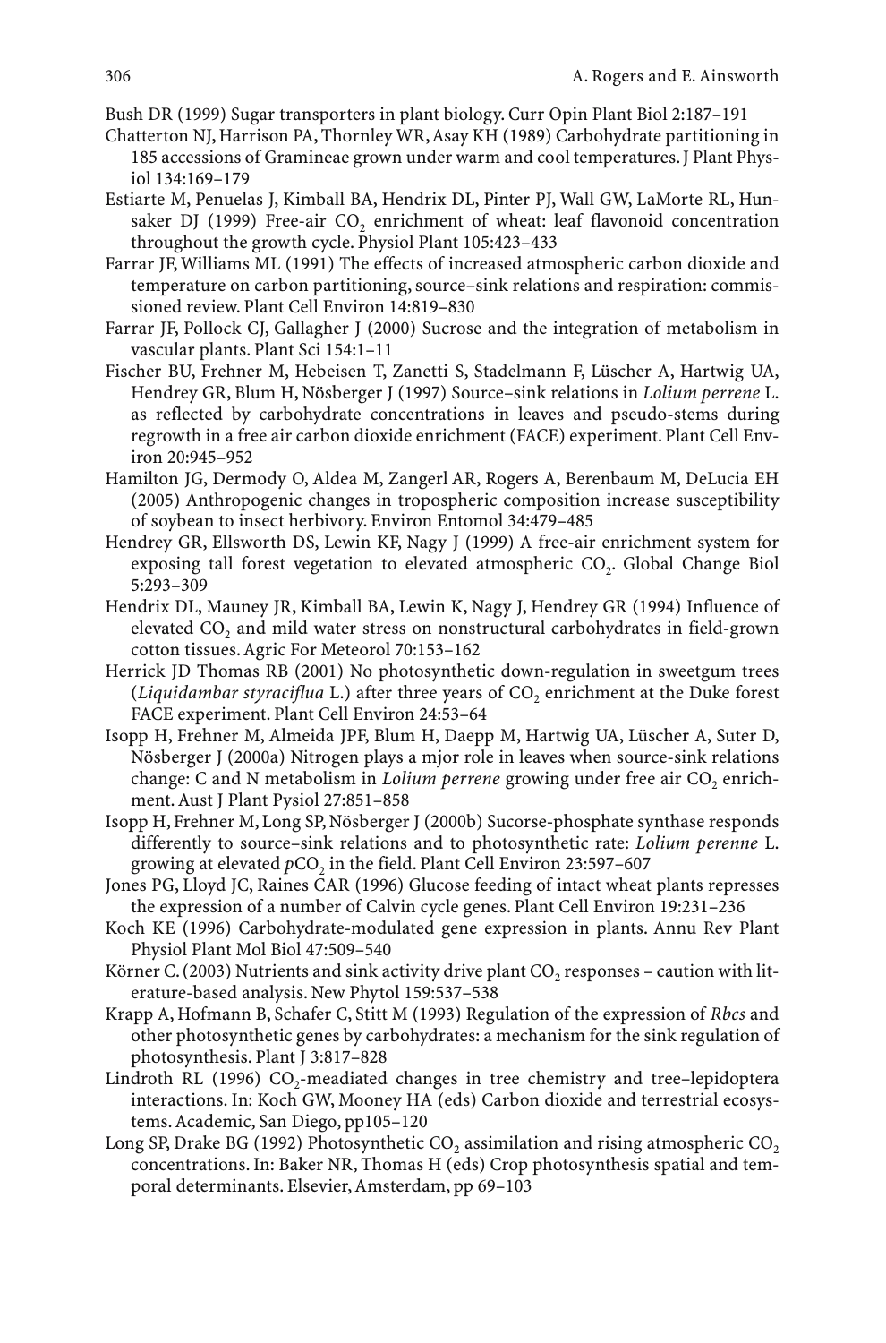Bush DR (1999) Sugar transporters in plant biology. Curr Opin Plant Biol 2:187–191

Chatterton NJ, Harrison PA, Thornley WR, Asay KH (1989) Carbohydrate partitioning in 185 accessions of Gramineae grown under warm and cool temperatures. J Plant Physiol 134:169–179

Estiarte M, Penuelas J, Kimball BA, Hendrix DL, Pinter PJ, Wall GW, LaMorte RL, Hunsaker DJ (1999) Free-air $CO_2$ enrichment of wheat: leaf flavonoid concentration throughout the growth cycle. Physiol Plant 105:423–433

Farrar JF, Williams ML (1991) The effects of increased atmospheric carbon dioxide and temperature on carbon partitioning, source–sink relations and respiration: commissioned review. Plant Cell Environ 14:819–830

Farrar JF, Pollock CJ, Gallagher J (2000) Sucrose and the integration of metabolism in vascular plants. Plant Sci 154:1–11

Fischer BU, Frehner M, Hebeisen T, Zanetti S, Stadelmann F, Lüscher A, Hartwig UA, Hendrey GR, Blum H, Nösberger J (1997) Source–sink relations in *Lolium perrene* L. as reflected by carbohydrate concentrations in leaves and pseudo-stems during regrowth in a free air carbon dioxide enrichment (FACE) experiment. Plant Cell Environ 20:945–952

Hamilton JG, Dermody O, Aldea M, Zangerl AR, Rogers A, Berenbaum M, DeLucia EH (2005) Anthropogenic changes in tropospheric composition increase susceptibility of soybean to insect herbivory. Environ Entomol 34:479–485

Hendrey GR, Ellsworth DS, Lewin KF, Nagy J (1999) A free-air enrichment system for exposing tall forest vegetation to elevated atmospheric $CO_2$. Global Change Biol 5:293–309

Hendrix DL, Mauney JR, Kimball BA, Lewin K, Nagy J, Hendrey GR (1994) Influence of elevated $CO_2$ and mild water stress on nonstructural carbohydrates in field-grown cotton tissues. Agric For Meteorol 70:153–162

Herrick JD Thomas RB (2001) No photosynthetic down-regulation in sweetgum trees (*Liquidambar styraciflua* L.) after three years of $CO_2$ enrichment at the Duke forest FACE experiment. Plant Cell Environ 24:53–64

Isopp H, Frehner M, Almeida JPF, Blum H, Daepp M, Hartwig UA, Lüscher A, Suter D, Nösberger J (2000a) Nitrogen plays a mjor role in leaves when source-sink relations change: C and N metabolism in *Lolium perrene* growing under free air $CO_2$ enrichment. Aust J Plant Pysiol 27:851–858

Isopp H, Frehner M, Long SP, Nösberger J (2000b) Sucorse-phosphate synthase responds differently to source–sink relations and to photosynthetic rate: *Lolium perenne* L. growing at elevated $pCO_2$ in the field. Plant Cell Environ 23:597–607

Jones PG, Lloyd JC, Raines CAR (1996) Glucose feeding of intact wheat plants represses the expression of a number of Calvin cycle genes. Plant Cell Environ 19:231–236

Koch KE (1996) Carbohydrate-modulated gene expression in plants. Annu Rev Plant Physiol Plant Mol Biol 47:509–540

Körner C. (2003) Nutrients and sink activity drive plant $CO_2$ responses – caution with literature-based analysis. New Phytol 159:537–538

Krapp A, Hofmann B, Schafer C, Stitt M (1993) Regulation of the expression of *Rbcs* and other photosynthetic genes by carbohydrates: a mechanism for the sink regulation of photosynthesis. Plant J 3:817–828

Lindroth RL (1996) $CO_2$-meadiated changes in tree chemistry and tree–lepidoptera interactions. In: Koch GW, Mooney HA (eds) Carbon dioxide and terrestrial ecosystems. Academic, San Diego, pp105–120

Long SP, Drake BG (1992) Photosynthetic $CO_2$ assimilation and rising atmospheric $CO_2$ concentrations. In: Baker NR, Thomas H (eds) Crop photosynthesis spatial and temporal determinants. Elsevier, Amsterdam, pp 69–103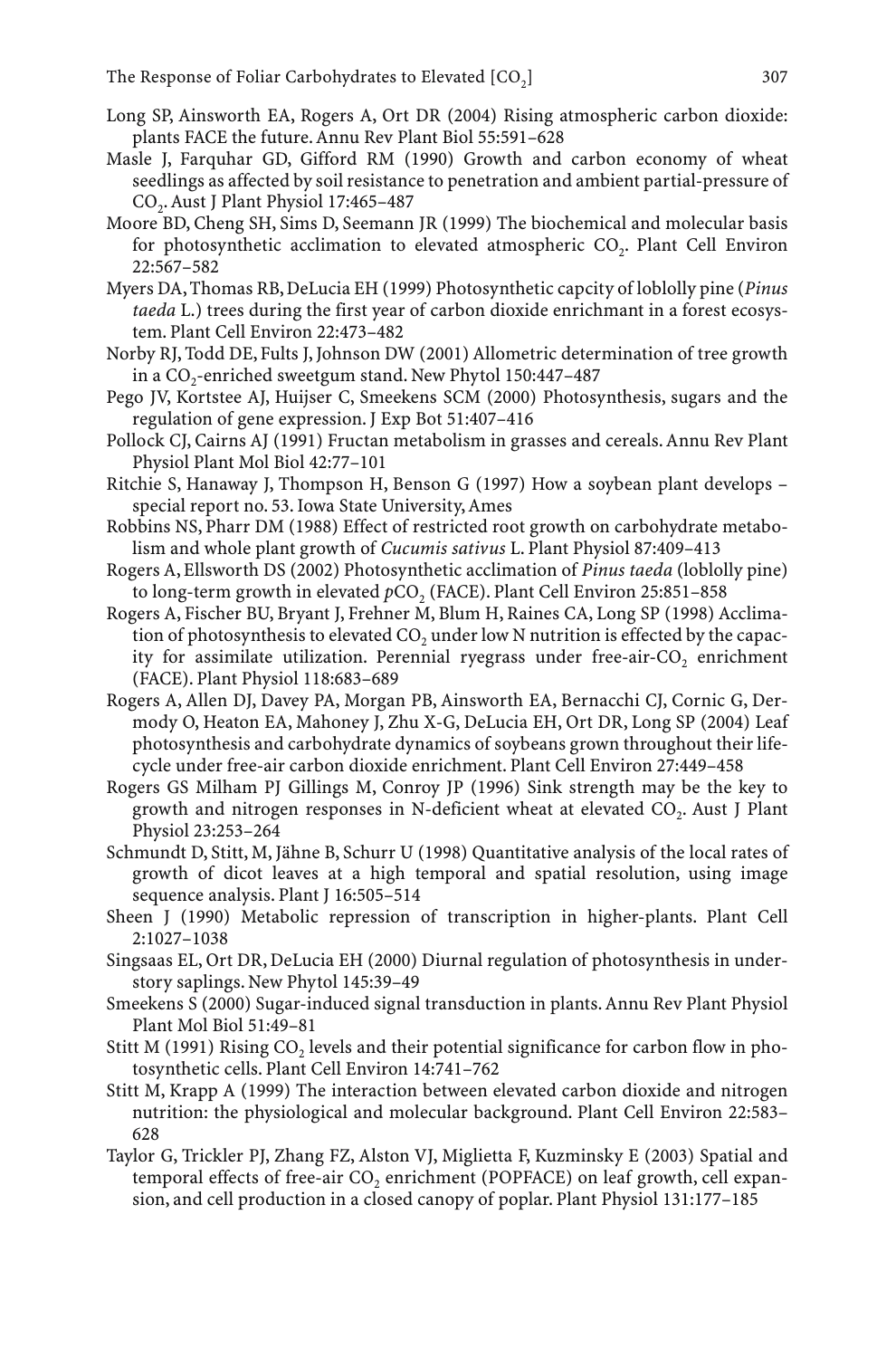Long SP, Ainsworth EA, Rogers A, Ort DR (2004) Rising atmospheric carbon dioxide: plants FACE the future. Annu Rev Plant Biol 55:591–628

Masle J, Farquhar GD, Gifford RM (1990) Growth and carbon economy of wheat seedlings as affected by soil resistance to penetration and ambient partial-pressure of $CO_2$. Aust J Plant Physiol 17:465–487

Moore BD, Cheng SH, Sims D, Seemann JR (1999) The biochemical and molecular basis for photosynthetic acclimation to elevated atmospheric $CO_2$. Plant Cell Environ 22:567–582

Myers DA, Thomas RB, DeLucia EH (1999) Photosynthetic capcity of loblolly pine (*Pinus taeda* L.) trees during the first year of carbon dioxide enrichmant in a forest ecosystem. Plant Cell Environ 22:473–482

Norby RJ, Todd DE, Fults J, Johnson DW (2001) Allometric determination of tree growth in a $CO_2$-enriched sweetgum stand. New Phytol 150:447–487

Pego JV, Kortstee AJ, Huijser C, Smeekens SCM (2000) Photosynthesis, sugars and the regulation of gene expression. J Exp Bot 51:407–416

Pollock CJ, Cairns AJ (1991) Fructan metabolism in grasses and cereals. Annu Rev Plant Physiol Plant Mol Biol 42:77–101

Ritchie S, Hanaway J, Thompson H, Benson G (1997) How a soybean plant develops – special report no. 53. Iowa State University, Ames

Robbins NS, Pharr DM (1988) Effect of restricted root growth on carbohydrate metabolism and whole plant growth of *Cucumis sativus* L. Plant Physiol 87:409–413

Rogers A, Ellsworth DS (2002) Photosynthetic acclimation of *Pinus taeda* (loblolly pine) to long-term growth in elevated $pCO_2$ (FACE). Plant Cell Environ 25:851–858

Rogers A, Fischer BU, Bryant J, Frehner M, Blum H, Raines CA, Long SP (1998) Acclimation of photosynthesis to elevated $CO_2$ under low N nutrition is effected by the capacity for assimilate utilization. Perennial ryegrass under free-air-$CO_2$ enrichment (FACE). Plant Physiol 118:683–689

Rogers A, Allen DJ, Davey PA, Morgan PB, Ainsworth EA, Bernacchi CJ, Cornic G, Dermody O, Heaton EA, Mahoney J, Zhu X-G, DeLucia EH, Ort DR, Long SP (2004) Leaf photosynthesis and carbohydrate dynamics of soybeans grown throughout their lifecycle under free-air carbon dioxide enrichment. Plant Cell Environ 27:449–458

Rogers GS Milham PJ Gillings M, Conroy JP (1996) Sink strength may be the key to growth and nitrogen responses in N-deficient wheat at elevated $CO_2$. Aust J Plant Physiol 23:253–264

Schmundt D, Stitt, M, Jähne B, Schurr U (1998) Quantitative analysis of the local rates of growth of dicot leaves at a high temporal and spatial resolution, using image sequence analysis. Plant J 16:505–514

Sheen J (1990) Metabolic repression of transcription in higher-plants. Plant Cell 2:1027–1038

Singsaas EL, Ort DR, DeLucia EH (2000) Diurnal regulation of photosynthesis in understory saplings. New Phytol 145:39–49

Smeekens S (2000) Sugar-induced signal transduction in plants. Annu Rev Plant Physiol Plant Mol Biol 51:49–81

Stitt M (1991) Rising $CO_2$ levels and their potential significance for carbon flow in photosynthetic cells. Plant Cell Environ 14:741–762

Stitt M, Krapp A (1999) The interaction between elevated carbon dioxide and nitrogen nutrition: the physiological and molecular background. Plant Cell Environ 22:583–628

Taylor G, Trickler PJ, Zhang FZ, Alston VJ, Miglietta F, Kuzminsky E (2003) Spatial and temporal effects of free-air $CO_2$ enrichment (POPFACE) on leaf growth, cell expansion, and cell production in a closed canopy of poplar. Plant Physiol 131:177–185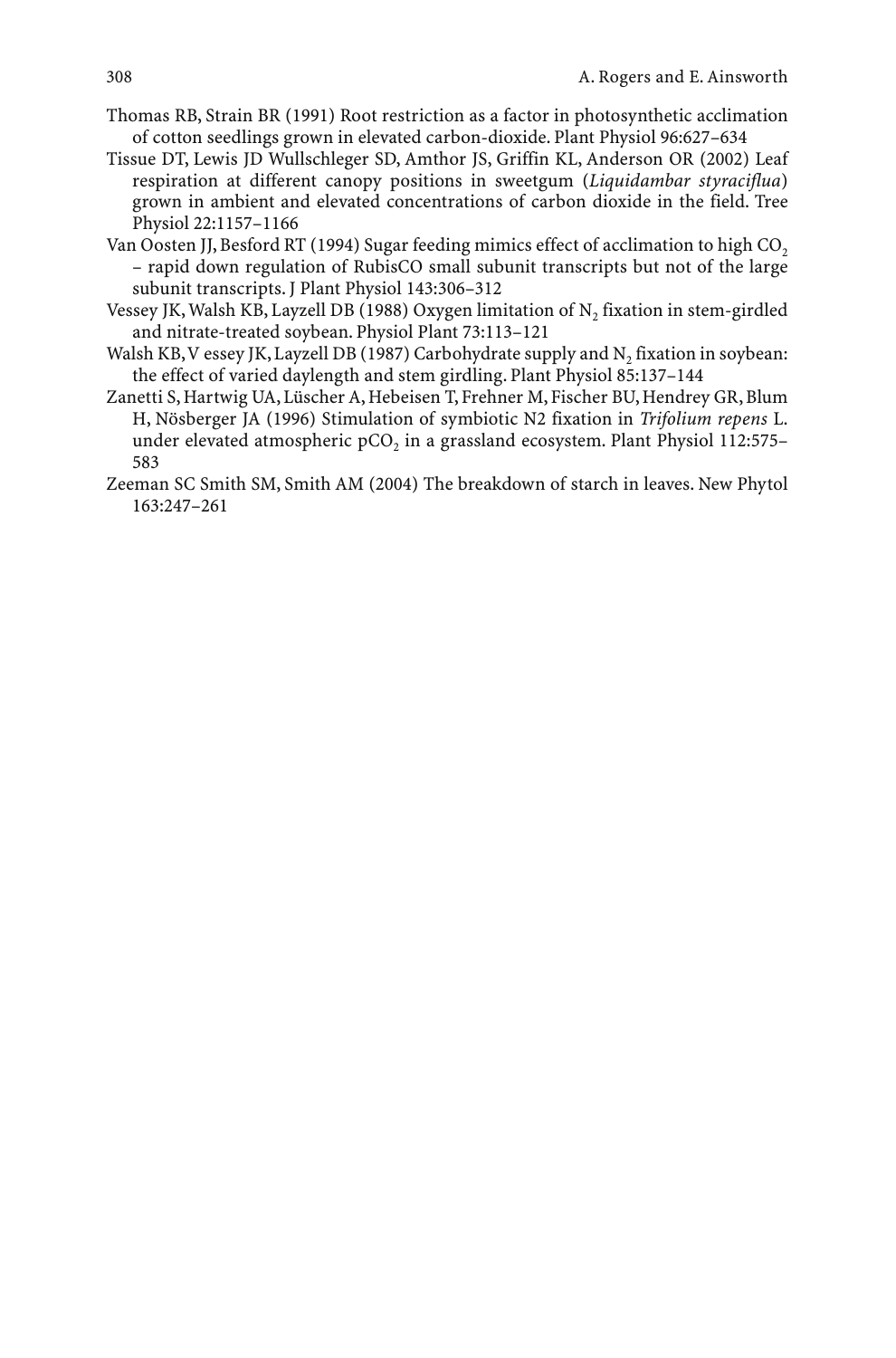Thomas RB, Strain BR (1991) Root restriction as a factor in photosynthetic acclimation of cotton seedlings grown in elevated carbon-dioxide. Plant Physiol 96:627–634

Tissue DT, Lewis JD Wullschleger SD, Amthor JS, Griffin KL, Anderson OR (2002) Leaf respiration at different canopy positions in sweetgum (*Liquidambar styraciflua*) grown in ambient and elevated concentrations of carbon dioxide in the field. Tree Physiol 22:1157–1166

Van Oosten JJ, Besford RT (1994) Sugar feeding mimics effect of acclimation to high $CO_2$ – rapid down regulation of RubisCO small subunit transcripts but not of the large subunit transcripts. J Plant Physiol 143:306–312

Vessey JK, Walsh KB, Layzell DB (1988) Oxygen limitation of $N_2$ fixation in stem-girdled and nitrate-treated soybean. Physiol Plant 73:113–121

Walsh KB, V essey JK, Layzell DB (1987) Carbohydrate supply and $N_2$ fixation in soybean: the effect of varied daylength and stem girdling. Plant Physiol 85:137–144

Zanetti S, Hartwig UA, Lüscher A, Hebeisen T, Frehner M, Fischer BU, Hendrey GR, Blum H, Nösberger JA (1996) Stimulation of symbiotic N2 fixation in *Trifolium repens* L. under elevated atmospheric $pCO_2$ in a grassland ecosystem. Plant Physiol 112:575–583

Zeeman SC Smith SM, Smith AM (2004) The breakdown of starch in leaves. New Phytol 163:247–261